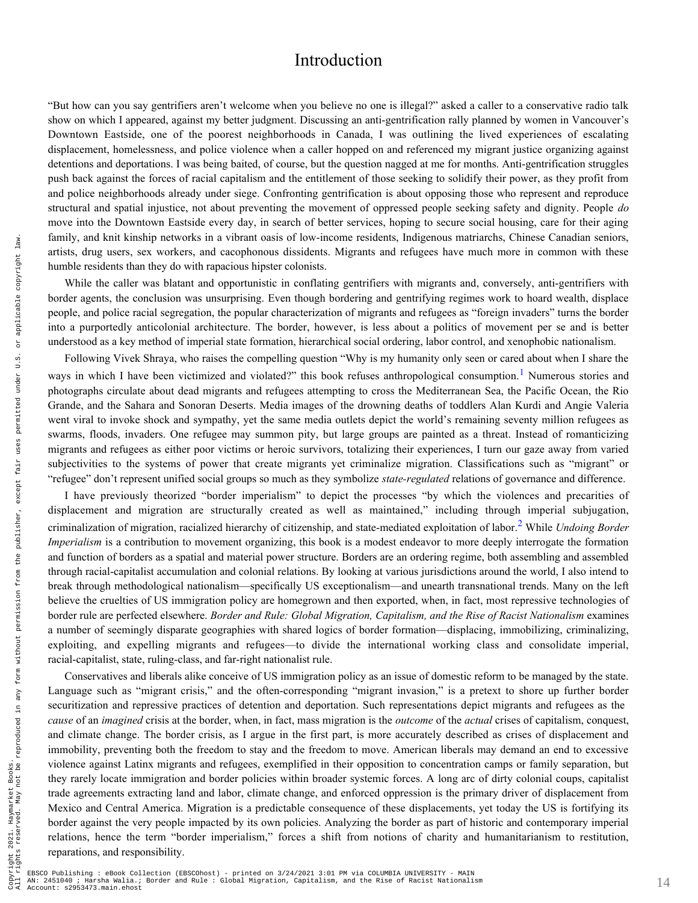# Introduction

"But how can you say gentrifiers aren't welcome when you believe no one is illegal?" asked a caller to a conservative radio talk show on which I appeared, against my better judgment. Discussing an anti-gentrification rally planned by women in Vancouver's Downtown Eastside, one of the poorest neighborhoods in Canada, I was outlining the lived experiences of escalating displacement, homelessness, and police violence when a caller hopped on and referenced my migrant justice organizing against detentions and deportations. I was being baited, of course, but the question nagged at me for months. Anti-gentrification struggles push back against the forces of racial capitalism and the entitlement of those seeking to solidify their power, as they profit from and police neighborhoods already under siege. Confronting gentrification is about opposing those who represent and reproduce structural and spatial injustice, not about preventing the movement of oppressed people seeking safety and dignity. People *do* move into the Downtown Eastside every day, in search of better services, hoping to secure social housing, care for their aging family, and knit kinship networks in a vibrant oasis of low-income residents, Indigenous matriarchs, Chinese Canadian seniors, artists, drug users, sex workers, and cacophonous dissidents. Migrants and refugees have much more in common with these humble residents than they do with rapacious hipster colonists.

While the caller was blatant and opportunistic in conflating gentrifiers with migrants and, conversely, anti-gentrifiers with border agents, the conclusion was unsurprising. Even though bordering and gentrifying regimes work to hoard wealth, displace people, and police racial segregation, the popular characterization of migrants and refugees as "foreign invaders" turns the border into a purportedly anticolonial architecture. The border, however, is less about a politics of movement per se and is better understood as a key method of imperial state formation, hierarchical social ordering, labor control, and xenophobic nationalism.

Following Vivek Shraya, who raises the compelling question "Why is my humanity only seen or cared about when I share the ways in which I have been victimized and violated?" this book refuses anthropological consumption.[1] Numerous stories and photographs circulate about dead migrants and refugees attempting to cross the Mediterranean Sea, the Pacific Ocean, the Rio Grande, and the Sahara and Sonoran Deserts. Media images of the drowning deaths of toddlers Alan Kurdi and Angie Valeria went viral to invoke shock and sympathy, yet the same media outlets depict the world's remaining seventy million refugees as swarms, floods, invaders. One refugee may summon pity, but large groups are painted as a threat. Instead of romanticizing migrants and refugees as either poor victims or heroic survivors, totalizing their experiences, I turn our gaze away from varied subjectivities to the systems of power that create migrants yet criminalize migration. Classifications such as "migrant" or "refugee" don't represent unified social groups so much as they symbolize *state-regulated* relations of governance and difference.

I have previously theorized "border imperialism" to depict the processes "by which the violences and precarities of displacement and migration are structurally created as well as maintained," including through imperial subjugation, criminalization of migration, racialized hierarchy of citizenship, and state-mediated exploitation of labor.[2] While *Undoing Border Imperialism* is a contribution to movement organizing, this book is a modest endeavor to more deeply interrogate the formation and function of borders as a spatial and material power structure. Borders are an ordering regime, both assembling and assembled through racial-capitalist accumulation and colonial relations. By looking at various jurisdictions around the world, I also intend to break through methodological nationalism—specifically US exceptionalism—and unearth transnational trends. Many on the left believe the cruelties of US immigration policy are homegrown and then exported, when, in fact, most repressive technologies of border rule are perfected elsewhere. *Border and Rule: Global Migration, Capitalism, and the Rise of Racist Nationalism* examines a number of seemingly disparate geographies with shared logics of border formation—displacing, immobilizing, criminalizing, exploiting, and expelling migrants and refugees—to divide the international working class and consolidate imperial, racial-capitalist, state, ruling-class, and far-right nationalist rule.

Conservatives and liberals alike conceive of US immigration policy as an issue of domestic reform to be managed by the state. Language such as "migrant crisis," and the often-corresponding "migrant invasion," is a pretext to shore up further border securitization and repressive practices of detention and deportation. Such representations depict migrants and refugees as the *cause* of an *imagined* crisis at the border, when, in fact, mass migration is the *outcome* of the *actual* crises of capitalism, conquest, and climate change. The border crisis, as I argue in the first part, is more accurately described as crises of displacement and immobility, preventing both the freedom to stay and the freedom to move. American liberals may demand an end to excessive violence against Latinx migrants and refugees, exemplified in their opposition to concentration camps or family separation, but they rarely locate immigration and border policies within broader systemic forces. A long arc of dirty colonial coups, capitalist trade agreements extracting land and labor, climate change, and enforced oppression is the primary driver of displacement from Mexico and Central America. Migration is a predictable consequence of these displacements, yet today the US is fortifying its border against the very people impacted by its own policies. Analyzing the border as part of historic and contemporary imperial relations, hence the term "border imperialism," forces a shift from notions of charity and humanitarianism to restitution, reparations, and responsibility.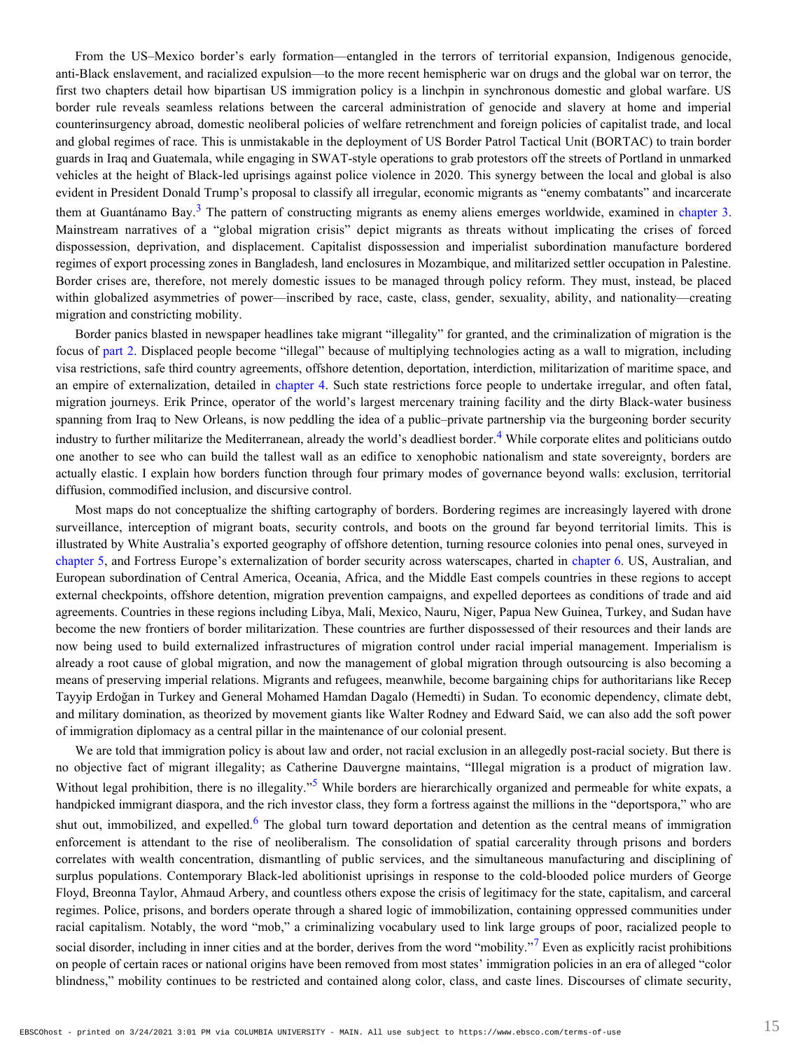From the US–Mexico border's early formation—entangled in the terrors of territorial expansion, Indigenous genocide, anti-Black enslavement, and racialized expulsion—to the more recent hemispheric war on drugs and the global war on terror, the first two chapters detail how bipartisan US immigration policy is a linchpin in synchronous domestic and global warfare. US border rule reveals seamless relations between the carceral administration of genocide and slavery at home and imperial counterinsurgency abroad, domestic neoliberal policies of welfare retrenchment and foreign policies of capitalist trade, and local and global regimes of race. This is unmistakable in the deployment of US Border Patrol Tactical Unit (BORTAC) to train border guards in Iraq and Guatemala, while engaging in SWAT-style operations to grab protestors off the streets of Portland in unmarked vehicles at the height of Black-led uprisings against police violence in 2020. This synergy between the local and global is also evident in President Donald Trump's proposal to classify all irregular, economic migrants as "enemy combatants" and incarcerate them at Guantánamo Bay.[3] The pattern of constructing migrants as enemy aliens emerges worldwide, examined in chapter 3. Mainstream narratives of a "global migration crisis" depict migrants as threats without implicating the crises of forced dispossession, deprivation, and displacement. Capitalist dispossession and imperialist subordination manufacture bordered regimes of export processing zones in Bangladesh, land enclosures in Mozambique, and militarized settler occupation in Palestine. Border crises are, therefore, not merely domestic issues to be managed through policy reform. They must, instead, be placed within globalized asymmetries of power—inscribed by race, caste, class, gender, sexuality, ability, and nationality—creating migration and constricting mobility.

Border panics blasted in newspaper headlines take migrant "illegality" for granted, and the criminalization of migration is the focus of part 2. Displaced people become "illegal" because of multiplying technologies acting as a wall to migration, including visa restrictions, safe third country agreements, offshore detention, deportation, interdiction, militarization of maritime space, and an empire of externalization, detailed in chapter 4. Such state restrictions force people to undertake irregular, and often fatal, migration journeys. Erik Prince, operator of the world's largest mercenary training facility and the dirty Black-water business spanning from Iraq to New Orleans, is now peddling the idea of a public–private partnership via the burgeoning border security industry to further militarize the Mediterranean, already the world's deadliest border.[4] While corporate elites and politicians outdo one another to see who can build the tallest wall as an edifice to xenophobic nationalism and state sovereignty, borders are actually elastic. I explain how borders function through four primary modes of governance beyond walls: exclusion, territorial diffusion, commodified inclusion, and discursive control.

Most maps do not conceptualize the shifting cartography of borders. Bordering regimes are increasingly layered with drone surveillance, interception of migrant boats, security controls, and boots on the ground far beyond territorial limits. This is illustrated by White Australia's exported geography of offshore detention, turning resource colonies into penal ones, surveyed in chapter 5, and Fortress Europe's externalization of border security across waterscapes, charted in chapter 6. US, Australian, and European subordination of Central America, Oceania, Africa, and the Middle East compels countries in these regions to accept external checkpoints, offshore detention, migration prevention campaigns, and expelled deportees as conditions of trade and aid agreements. Countries in these regions including Libya, Mali, Mexico, Nauru, Niger, Papua New Guinea, Turkey, and Sudan have become the new frontiers of border militarization. These countries are further dispossessed of their resources and their lands are now being used to build externalized infrastructures of migration control under racial imperial management. Imperialism is already a root cause of global migration, and now the management of global migration through outsourcing is also becoming a means of preserving imperial relations. Migrants and refugees, meanwhile, become bargaining chips for authoritarians like Recep Tayyip Erdoğan in Turkey and General Mohamed Hamdan Dagalo (Hemedti) in Sudan. To economic dependency, climate debt, and military domination, as theorized by movement giants like Walter Rodney and Edward Said, we can also add the soft power of immigration diplomacy as a central pillar in the maintenance of our colonial present.

We are told that immigration policy is about law and order, not racial exclusion in an allegedly post-racial society. But there is no objective fact of migrant illegality; as Catherine Dauvergne maintains, "Illegal migration is a product of migration law. Without legal prohibition, there is no illegality."[5] While borders are hierarchically organized and permeable for white expats, a handpicked immigrant diaspora, and the rich investor class, they form a fortress against the millions in the "deportspora," who are shut out, immobilized, and expelled.[6] The global turn toward deportation and detention as the central means of immigration enforcement is attendant to the rise of neoliberalism. The consolidation of spatial carcerality through prisons and borders correlates with wealth concentration, dismantling of public services, and the simultaneous manufacturing and disciplining of surplus populations. Contemporary Black-led abolitionist uprisings in response to the cold-blooded police murders of George Floyd, Breonna Taylor, Ahmaud Arbery, and countless others expose the crisis of legitimacy for the state, capitalism, and carceral regimes. Police, prisons, and borders operate through a shared logic of immobilization, containing oppressed communities under racial capitalism. Notably, the word "mob," a criminalizing vocabulary used to link large groups of poor, racialized people to social disorder, including in inner cities and at the border, derives from the word "mobility."[7] Even as explicitly racist prohibitions on people of certain races or national origins have been removed from most states' immigration policies in an era of alleged "color blindness," mobility continues to be restricted and contained along color, class, and caste lines. Discourses of climate security,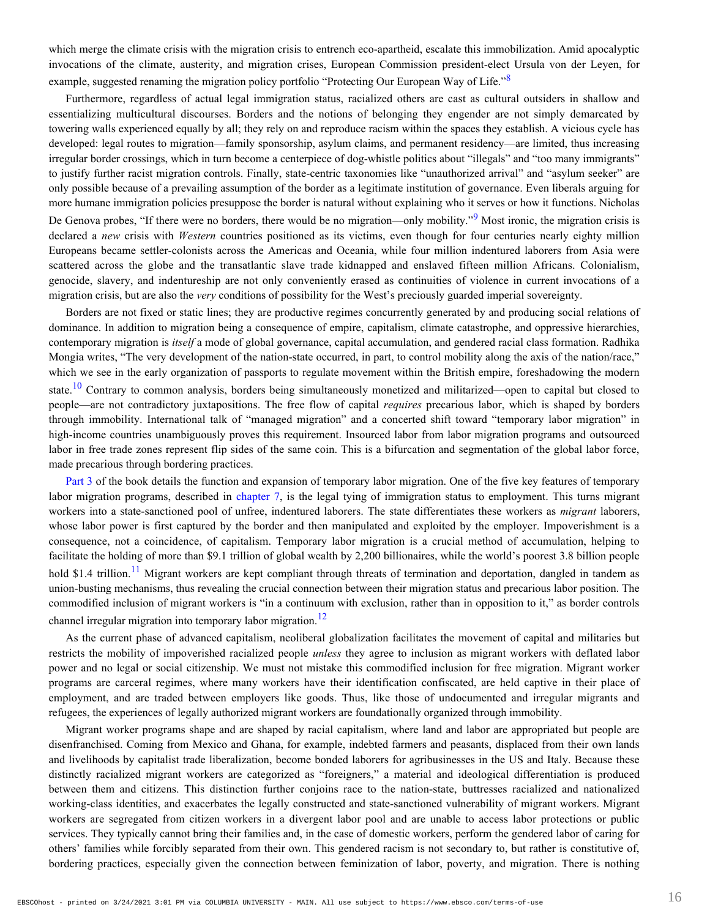which merge the climate crisis with the migration crisis to entrench eco-apartheid, escalate this immobilization. Amid apocalyptic invocations of the climate, austerity, and migration crises, European Commission president-elect Ursula von der Leyen, for example, suggested renaming the migration policy portfolio "Protecting Our European Way of Life."[8]

Furthermore, regardless of actual legal immigration status, racialized others are cast as cultural outsiders in shallow and essentializing multicultural discourses. Borders and the notions of belonging they engender are not simply demarcated by towering walls experienced equally by all; they rely on and reproduce racism within the spaces they establish. A vicious cycle has developed: legal routes to migration—family sponsorship, asylum claims, and permanent residency—are limited, thus increasing irregular border crossings, which in turn become a centerpiece of dog-whistle politics about "illegals" and "too many immigrants" to justify further racist migration controls. Finally, state-centric taxonomies like "unauthorized arrival" and "asylum seeker" are only possible because of a prevailing assumption of the border as a legitimate institution of governance. Even liberals arguing for more humane immigration policies presuppose the border is natural without explaining who it serves or how it functions. Nicholas De Genova probes, "If there were no borders, there would be no migration—only mobility."[9] Most ironic, the migration crisis is declared a *new* crisis with *Western* countries positioned as its victims, even though for four centuries nearly eighty million Europeans became settler-colonists across the Americas and Oceania, while four million indentured laborers from Asia were scattered across the globe and the transatlantic slave trade kidnapped and enslaved fifteen million Africans. Colonialism, genocide, slavery, and indentureship are not only conveniently erased as continuities of violence in current invocations of a migration crisis, but are also the *very* conditions of possibility for the West's preciously guarded imperial sovereignty.

Borders are not fixed or static lines; they are productive regimes concurrently generated by and producing social relations of dominance. In addition to migration being a consequence of empire, capitalism, climate catastrophe, and oppressive hierarchies, contemporary migration is *itself* a mode of global governance, capital accumulation, and gendered racial class formation. Radhika Mongia writes, "The very development of the nation-state occurred, in part, to control mobility along the axis of the nation/race," which we see in the early organization of passports to regulate movement within the British empire, foreshadowing the modern state.[10] Contrary to common analysis, borders being simultaneously monetized and militarized—open to capital but closed to people—are not contradictory juxtapositions. The free flow of capital *requires* precarious labor, which is shaped by borders through immobility. International talk of "managed migration" and a concerted shift toward "temporary labor migration" in high-income countries unambiguously proves this requirement. Insourced labor from labor migration programs and outsourced labor in free trade zones represent flip sides of the same coin. This is a bifurcation and segmentation of the global labor force, made precarious through bordering practices.

Part 3 of the book details the function and expansion of temporary labor migration. One of the five key features of temporary labor migration programs, described in chapter 7, is the legal tying of immigration status to employment. This turns migrant workers into a state-sanctioned pool of unfree, indentured laborers. The state differentiates these workers as *migrant* laborers, whose labor power is first captured by the border and then manipulated and exploited by the employer. Impoverishment is a consequence, not a coincidence, of capitalism. Temporary labor migration is a crucial method of accumulation, helping to facilitate the holding of more than $9.1 trillion of global wealth by 2,200 billionaires, while the world's poorest 3.8 billion people hold $1.4 trillion.[11] Migrant workers are kept compliant through threats of termination and deportation, dangled in tandem as union-busting mechanisms, thus revealing the crucial connection between their migration status and precarious labor position. The commodified inclusion of migrant workers is "in a continuum with exclusion, rather than in opposition to it," as border controls channel irregular migration into temporary labor migration.[12]

As the current phase of advanced capitalism, neoliberal globalization facilitates the movement of capital and militaries but restricts the mobility of impoverished racialized people *unless* they agree to inclusion as migrant workers with deflated labor power and no legal or social citizenship. We must not mistake this commodified inclusion for free migration. Migrant worker programs are carceral regimes, where many workers have their identification confiscated, are held captive in their place of employment, and are traded between employers like goods. Thus, like those of undocumented and irregular migrants and refugees, the experiences of legally authorized migrant workers are foundationally organized through immobility.

Migrant worker programs shape and are shaped by racial capitalism, where land and labor are appropriated but people are disenfranchised. Coming from Mexico and Ghana, for example, indebted farmers and peasants, displaced from their own lands and livelihoods by capitalist trade liberalization, become bonded laborers for agribusinesses in the US and Italy. Because these distinctly racialized migrant workers are categorized as "foreigners," a material and ideological differentiation is produced between them and citizens. This distinction further conjoins race to the nation-state, buttresses racialized and nationalized working-class identities, and exacerbates the legally constructed and state-sanctioned vulnerability of migrant workers. Migrant workers are segregated from citizen workers in a divergent labor pool and are unable to access labor protections or public services. They typically cannot bring their families and, in the case of domestic workers, perform the gendered labor of caring for others' families while forcibly separated from their own. This gendered racism is not secondary to, but rather is constitutive of, bordering practices, especially given the connection between feminization of labor, poverty, and migration. There is nothing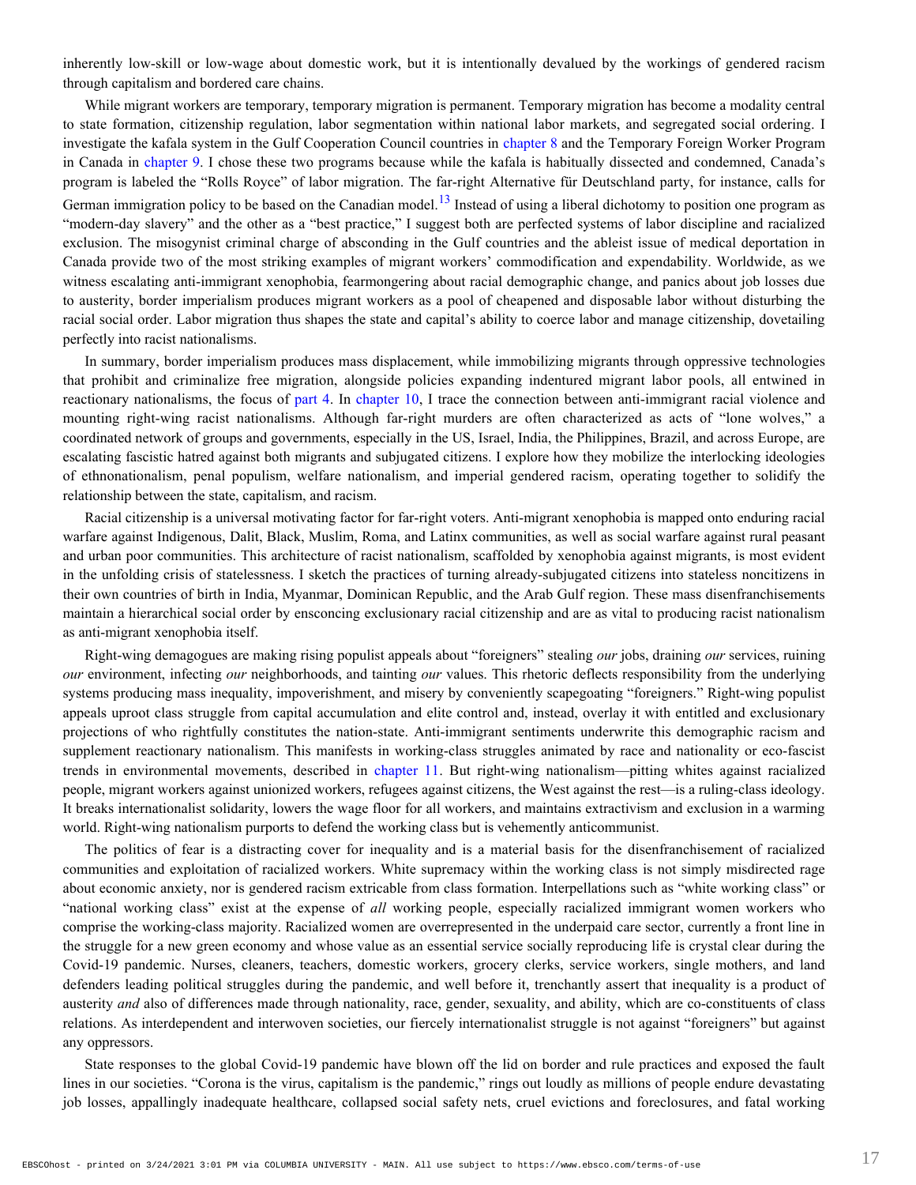inherently low-skill or low-wage about domestic work, but it is intentionally devalued by the workings of gendered racism through capitalism and bordered care chains.

While migrant workers are temporary, temporary migration is permanent. Temporary migration has become a modality central to state formation, citizenship regulation, labor segmentation within national labor markets, and segregated social ordering. I investigate the kafala system in the Gulf Cooperation Council countries in chapter 8 and the Temporary Foreign Worker Program in Canada in chapter 9. I chose these two programs because while the kafala is habitually dissected and condemned, Canada's program is labeled the "Rolls Royce" of labor migration. The far-right Alternative für Deutschland party, for instance, calls for German immigration policy to be based on the Canadian model.[13] Instead of using a liberal dichotomy to position one program as "modern-day slavery" and the other as a "best practice," I suggest both are perfected systems of labor discipline and racialized exclusion. The misogynist criminal charge of absconding in the Gulf countries and the ableist issue of medical deportation in Canada provide two of the most striking examples of migrant workers' commodification and expendability. Worldwide, as we witness escalating anti-immigrant xenophobia, fearmongering about racial demographic change, and panics about job losses due to austerity, border imperialism produces migrant workers as a pool of cheapened and disposable labor without disturbing the racial social order. Labor migration thus shapes the state and capital's ability to coerce labor and manage citizenship, dovetailing perfectly into racist nationalisms.

In summary, border imperialism produces mass displacement, while immobilizing migrants through oppressive technologies that prohibit and criminalize free migration, alongside policies expanding indentured migrant labor pools, all entwined in reactionary nationalisms, the focus of part 4. In chapter 10, I trace the connection between anti-immigrant racial violence and mounting right-wing racist nationalisms. Although far-right murders are often characterized as acts of "lone wolves," a coordinated network of groups and governments, especially in the US, Israel, India, the Philippines, Brazil, and across Europe, are escalating fascistic hatred against both migrants and subjugated citizens. I explore how they mobilize the interlocking ideologies of ethnonationalism, penal populism, welfare nationalism, and imperial gendered racism, operating together to solidify the relationship between the state, capitalism, and racism.

Racial citizenship is a universal motivating factor for far-right voters. Anti-migrant xenophobia is mapped onto enduring racial warfare against Indigenous, Dalit, Black, Muslim, Roma, and Latinx communities, as well as social warfare against rural peasant and urban poor communities. This architecture of racist nationalism, scaffolded by xenophobia against migrants, is most evident in the unfolding crisis of statelessness. I sketch the practices of turning already-subjugated citizens into stateless noncitizens in their own countries of birth in India, Myanmar, Dominican Republic, and the Arab Gulf region. These mass disenfranchisements maintain a hierarchical social order by ensconcing exclusionary racial citizenship and are as vital to producing racist nationalism as anti-migrant xenophobia itself.

Right-wing demagogues are making rising populist appeals about "foreigners" stealing *our* jobs, draining *our* services, ruining *our* environment, infecting *our* neighborhoods, and tainting *our* values. This rhetoric deflects responsibility from the underlying systems producing mass inequality, impoverishment, and misery by conveniently scapegoating "foreigners." Right-wing populist appeals uproot class struggle from capital accumulation and elite control and, instead, overlay it with entitled and exclusionary projections of who rightfully constitutes the nation-state. Anti-immigrant sentiments underwrite this demographic racism and supplement reactionary nationalism. This manifests in working-class struggles animated by race and nationality or eco-fascist trends in environmental movements, described in chapter 11. But right-wing nationalism—pitting whites against racialized people, migrant workers against unionized workers, refugees against citizens, the West against the rest—is a ruling-class ideology. It breaks internationalist solidarity, lowers the wage floor for all workers, and maintains extractivism and exclusion in a warming world. Right-wing nationalism purports to defend the working class but is vehemently anticommunist.

The politics of fear is a distracting cover for inequality and is a material basis for the disenfranchisement of racialized communities and exploitation of racialized workers. White supremacy within the working class is not simply misdirected rage about economic anxiety, nor is gendered racism extricable from class formation. Interpellations such as "white working class" or "national working class" exist at the expense of *all* working people, especially racialized immigrant women workers who comprise the working-class majority. Racialized women are overrepresented in the underpaid care sector, currently a front line in the struggle for a new green economy and whose value as an essential service socially reproducing life is crystal clear during the Covid-19 pandemic. Nurses, cleaners, teachers, domestic workers, grocery clerks, service workers, single mothers, and land defenders leading political struggles during the pandemic, and well before it, trenchantly assert that inequality is a product of austerity *and* also of differences made through nationality, race, gender, sexuality, and ability, which are co-constituents of class relations. As interdependent and interwoven societies, our fiercely internationalist struggle is not against "foreigners" but against any oppressors.

State responses to the global Covid-19 pandemic have blown off the lid on border and rule practices and exposed the fault lines in our societies. "Corona is the virus, capitalism is the pandemic," rings out loudly as millions of people endure devastating job losses, appallingly inadequate healthcare, collapsed social safety nets, cruel evictions and foreclosures, and fatal working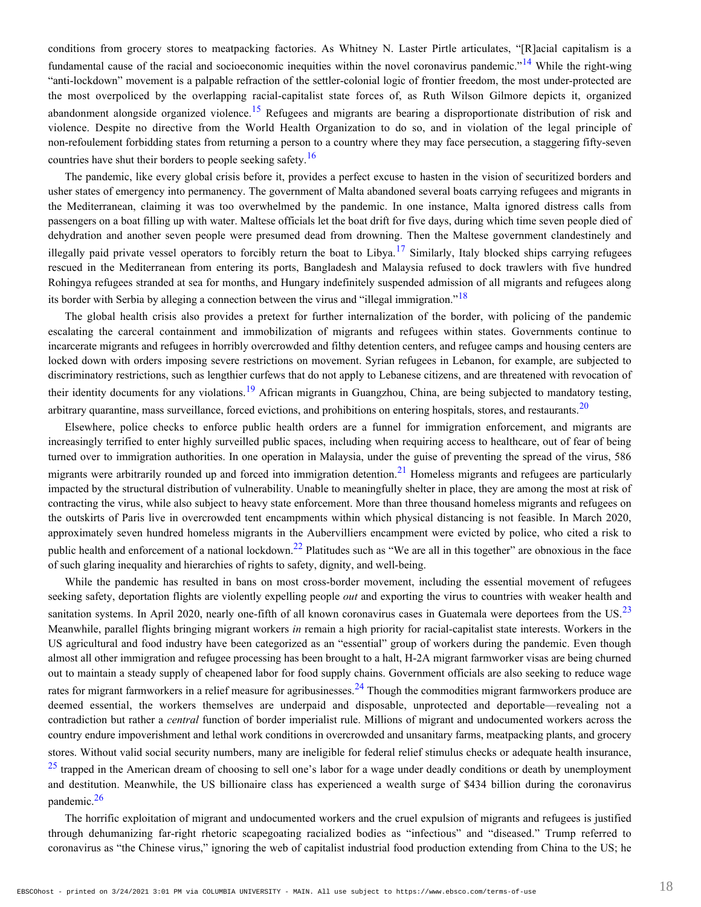conditions from grocery stores to meatpacking factories. As Whitney N. Laster Pirtle articulates, "[R]acial capitalism is a fundamental cause of the racial and socioeconomic inequities within the novel coronavirus pandemic."[14] While the right-wing "anti-lockdown" movement is a palpable refraction of the settler-colonial logic of frontier freedom, the most under-protected are the most overpoliced by the overlapping racial-capitalist state forces of, as Ruth Wilson Gilmore depicts it, organized abandonment alongside organized violence.[15] Refugees and migrants are bearing a disproportionate distribution of risk and violence. Despite no directive from the World Health Organization to do so, and in violation of the legal principle of non-refoulement forbidding states from returning a person to a country where they may face persecution, a staggering fifty-seven countries have shut their borders to people seeking safety.[16]

The pandemic, like every global crisis before it, provides a perfect excuse to hasten in the vision of securitized borders and usher states of emergency into permanency. The government of Malta abandoned several boats carrying refugees and migrants in the Mediterranean, claiming it was too overwhelmed by the pandemic. In one instance, Malta ignored distress calls from passengers on a boat filling up with water. Maltese officials let the boat drift for five days, during which time seven people died of dehydration and another seven people were presumed dead from drowning. Then the Maltese government clandestinely and illegally paid private vessel operators to forcibly return the boat to Libya.[17] Similarly, Italy blocked ships carrying refugees rescued in the Mediterranean from entering its ports, Bangladesh and Malaysia refused to dock trawlers with five hundred Rohingya refugees stranded at sea for months, and Hungary indefinitely suspended admission of all migrants and refugees along its border with Serbia by alleging a connection between the virus and "illegal immigration."[18]

The global health crisis also provides a pretext for further internalization of the border, with policing of the pandemic escalating the carceral containment and immobilization of migrants and refugees within states. Governments continue to incarcerate migrants and refugees in horribly overcrowded and filthy detention centers, and refugee camps and housing centers are locked down with orders imposing severe restrictions on movement. Syrian refugees in Lebanon, for example, are subjected to discriminatory restrictions, such as lengthier curfews that do not apply to Lebanese citizens, and are threatened with revocation of their identity documents for any violations.[19] African migrants in Guangzhou, China, are being subjected to mandatory testing, arbitrary quarantine, mass surveillance, forced evictions, and prohibitions on entering hospitals, stores, and restaurants.[20]

Elsewhere, police checks to enforce public health orders are a funnel for immigration enforcement, and migrants are increasingly terrified to enter highly surveilled public spaces, including when requiring access to healthcare, out of fear of being turned over to immigration authorities. In one operation in Malaysia, under the guise of preventing the spread of the virus, 586 migrants were arbitrarily rounded up and forced into immigration detention.[21] Homeless migrants and refugees are particularly impacted by the structural distribution of vulnerability. Unable to meaningfully shelter in place, they are among the most at risk of contracting the virus, while also subject to heavy state enforcement. More than three thousand homeless migrants and refugees on the outskirts of Paris live in overcrowded tent encampments within which physical distancing is not feasible. In March 2020, approximately seven hundred homeless migrants in the Aubervilliers encampment were evicted by police, who cited a risk to public health and enforcement of a national lockdown.[22] Platitudes such as "We are all in this together" are obnoxious in the face of such glaring inequality and hierarchies of rights to safety, dignity, and well-being.

While the pandemic has resulted in bans on most cross-border movement, including the essential movement of refugees seeking safety, deportation flights are violently expelling people *out* and exporting the virus to countries with weaker health and sanitation systems. In April 2020, nearly one-fifth of all known coronavirus cases in Guatemala were deportees from the US.[23] Meanwhile, parallel flights bringing migrant workers *in* remain a high priority for racial-capitalist state interests. Workers in the US agricultural and food industry have been categorized as an "essential" group of workers during the pandemic. Even though almost all other immigration and refugee processing has been brought to a halt, H-2A migrant farmworker visas are being churned out to maintain a steady supply of cheapened labor for food supply chains. Government officials are also seeking to reduce wage rates for migrant farmworkers in a relief measure for agribusinesses.[24] Though the commodities migrant farmworkers produce are deemed essential, the workers themselves are underpaid and disposable, unprotected and deportable—revealing not a contradiction but rather a *central* function of border imperialist rule. Millions of migrant and undocumented workers across the country endure impoverishment and lethal work conditions in overcrowded and unsanitary farms, meatpacking plants, and grocery stores. Without valid social security numbers, many are ineligible for federal relief stimulus checks or adequate health insurance,[25] trapped in the American dream of choosing to sell one's labor for a wage under deadly conditions or death by unemployment and destitution. Meanwhile, the US billionaire class has experienced a wealth surge of \$434 billion during the coronavirus pandemic.[26]

The horrific exploitation of migrant and undocumented workers and the cruel expulsion of migrants and refugees is justified through dehumanizing far-right rhetoric scapegoating racialized bodies as "infectious" and "diseased." Trump referred to coronavirus as "the Chinese virus," ignoring the web of capitalist industrial food production extending from China to the US; he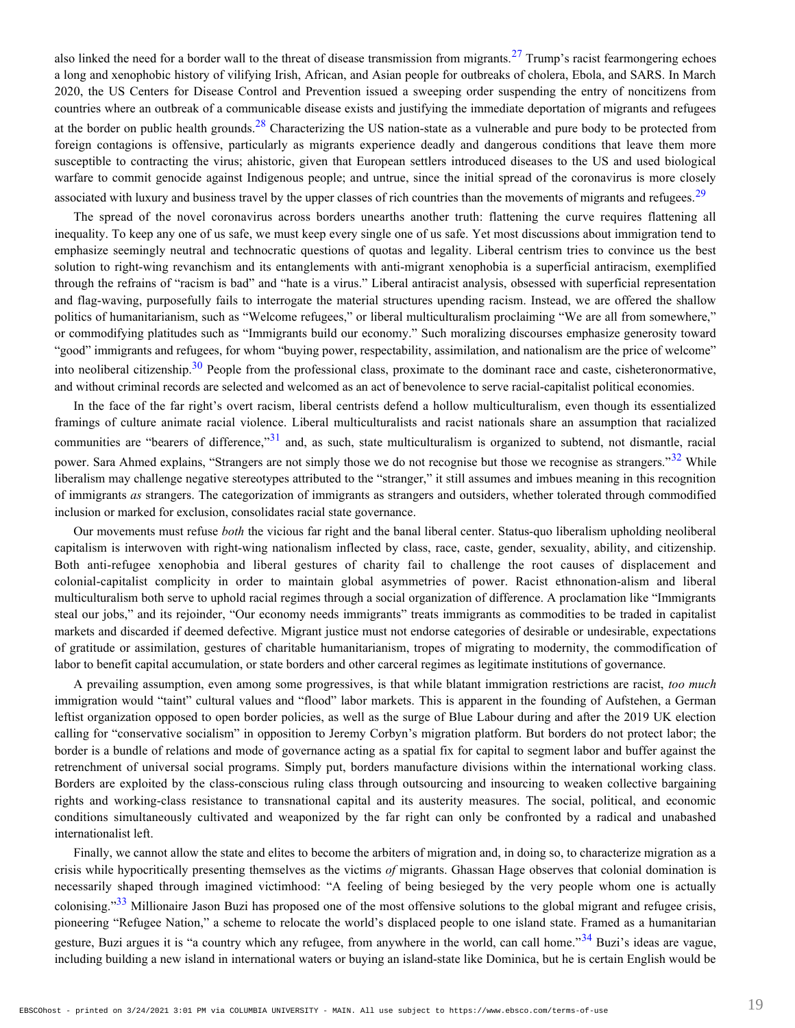also linked the need for a border wall to the threat of disease transmission from migrants.[27] Trump's racist fearmongering echoes a long and xenophobic history of vilifying Irish, African, and Asian people for outbreaks of cholera, Ebola, and SARS. In March 2020, the US Centers for Disease Control and Prevention issued a sweeping order suspending the entry of noncitizens from countries where an outbreak of a communicable disease exists and justifying the immediate deportation of migrants and refugees at the border on public health grounds.[28] Characterizing the US nation-state as a vulnerable and pure body to be protected from foreign contagions is offensive, particularly as migrants experience deadly and dangerous conditions that leave them more susceptible to contracting the virus; ahistoric, given that European settlers introduced diseases to the US and used biological warfare to commit genocide against Indigenous people; and untrue, since the initial spread of the coronavirus is more closely associated with luxury and business travel by the upper classes of rich countries than the movements of migrants and refugees.[29]

The spread of the novel coronavirus across borders unearths another truth: flattening the curve requires flattening all inequality. To keep any one of us safe, we must keep every single one of us safe. Yet most discussions about immigration tend to emphasize seemingly neutral and technocratic questions of quotas and legality. Liberal centrism tries to convince us the best solution to right-wing revanchism and its entanglements with anti-migrant xenophobia is a superficial antiracism, exemplified through the refrains of "racism is bad" and "hate is a virus." Liberal antiracist analysis, obsessed with superficial representation and flag-waving, purposefully fails to interrogate the material structures upending racism. Instead, we are offered the shallow politics of humanitarianism, such as "Welcome refugees," or liberal multiculturalism proclaiming "We are all from somewhere," or commodifying platitudes such as "Immigrants build our economy." Such moralizing discourses emphasize generosity toward "good" immigrants and refugees, for whom "buying power, respectability, assimilation, and nationalism are the price of welcome" into neoliberal citizenship.[30] People from the professional class, proximate to the dominant race and caste, cisheteronormative, and without criminal records are selected and welcomed as an act of benevolence to serve racial-capitalist political economies.

In the face of the far right's overt racism, liberal centrists defend a hollow multiculturalism, even though its essentialized framings of culture animate racial violence. Liberal multiculturalists and racist nationals share an assumption that racialized communities are "bearers of difference,"[31] and, as such, state multiculturalism is organized to subtend, not dismantle, racial power. Sara Ahmed explains, "Strangers are not simply those we do not recognise but those we recognise as strangers."[32] While liberalism may challenge negative stereotypes attributed to the "stranger," it still assumes and imbues meaning in this recognition of immigrants *as* strangers. The categorization of immigrants as strangers and outsiders, whether tolerated through commodified inclusion or marked for exclusion, consolidates racial state governance.

Our movements must refuse *both* the vicious far right and the banal liberal center. Status-quo liberalism upholding neoliberal capitalism is interwoven with right-wing nationalism inflected by class, race, caste, gender, sexuality, ability, and citizenship. Both anti-refugee xenophobia and liberal gestures of charity fail to challenge the root causes of displacement and colonial-capitalist complicity in order to maintain global asymmetries of power. Racist ethnonation-alism and liberal multiculturalism both serve to uphold racial regimes through a social organization of difference. A proclamation like "Immigrants steal our jobs," and its rejoinder, "Our economy needs immigrants" treats immigrants as commodities to be traded in capitalist markets and discarded if deemed defective. Migrant justice must not endorse categories of desirable or undesirable, expectations of gratitude or assimilation, gestures of charitable humanitarianism, tropes of migrating to modernity, the commodification of labor to benefit capital accumulation, or state borders and other carceral regimes as legitimate institutions of governance.

A prevailing assumption, even among some progressives, is that while blatant immigration restrictions are racist, *too much* immigration would "taint" cultural values and "flood" labor markets. This is apparent in the founding of Aufstehen, a German leftist organization opposed to open border policies, as well as the surge of Blue Labour during and after the 2019 UK election calling for "conservative socialism" in opposition to Jeremy Corbyn's migration platform. But borders do not protect labor; the border is a bundle of relations and mode of governance acting as a spatial fix for capital to segment labor and buffer against the retrenchment of universal social programs. Simply put, borders manufacture divisions within the international working class. Borders are exploited by the class-conscious ruling class through outsourcing and insourcing to weaken collective bargaining rights and working-class resistance to transnational capital and its austerity measures. The social, political, and economic conditions simultaneously cultivated and weaponized by the far right can only be confronted by a radical and unabashed internationalist left.

Finally, we cannot allow the state and elites to become the arbiters of migration and, in doing so, to characterize migration as a crisis while hypocritically presenting themselves as the victims *of* migrants. Ghassan Hage observes that colonial domination is necessarily shaped through imagined victimhood: "A feeling of being besieged by the very people whom one is actually colonising."[33] Millionaire Jason Buzi has proposed one of the most offensive solutions to the global migrant and refugee crisis, pioneering "Refugee Nation," a scheme to relocate the world's displaced people to one island state. Framed as a humanitarian gesture, Buzi argues it is "a country which any refugee, from anywhere in the world, can call home."[34] Buzi's ideas are vague, including building a new island in international waters or buying an island-state like Dominica, but he is certain English would be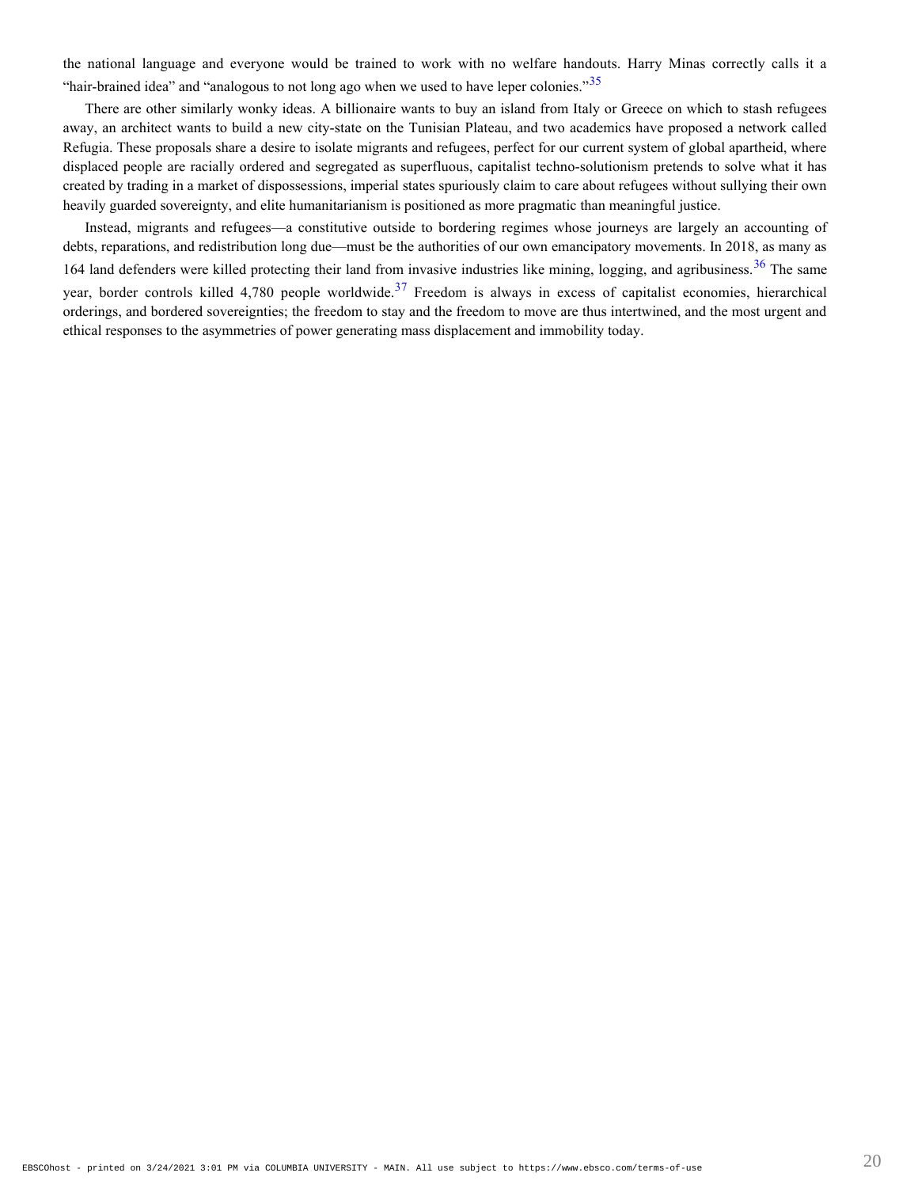the national language and everyone would be trained to work with no welfare handouts. Harry Minas correctly calls it a "hair-brained idea" and "analogous to not long ago when we used to have leper colonies."[35]

There are other similarly wonky ideas. A billionaire wants to buy an island from Italy or Greece on which to stash refugees away, an architect wants to build a new city-state on the Tunisian Plateau, and two academics have proposed a network called Refugia. These proposals share a desire to isolate migrants and refugees, perfect for our current system of global apartheid, where displaced people are racially ordered and segregated as superfluous, capitalist techno-solutionism pretends to solve what it has created by trading in a market of dispossessions, imperial states spuriously claim to care about refugees without sullying their own heavily guarded sovereignty, and elite humanitarianism is positioned as more pragmatic than meaningful justice.

Instead, migrants and refugees—a constitutive outside to bordering regimes whose journeys are largely an accounting of debts, reparations, and redistribution long due—must be the authorities of our own emancipatory movements. In 2018, as many as 164 land defenders were killed protecting their land from invasive industries like mining, logging, and agribusiness.[36] The same year, border controls killed 4,780 people worldwide.[37] Freedom is always in excess of capitalist economies, hierarchical orderings, and bordered sovereignties; the freedom to stay and the freedom to move are thus intertwined, and the most urgent and ethical responses to the asymmetries of power generating mass displacement and immobility today.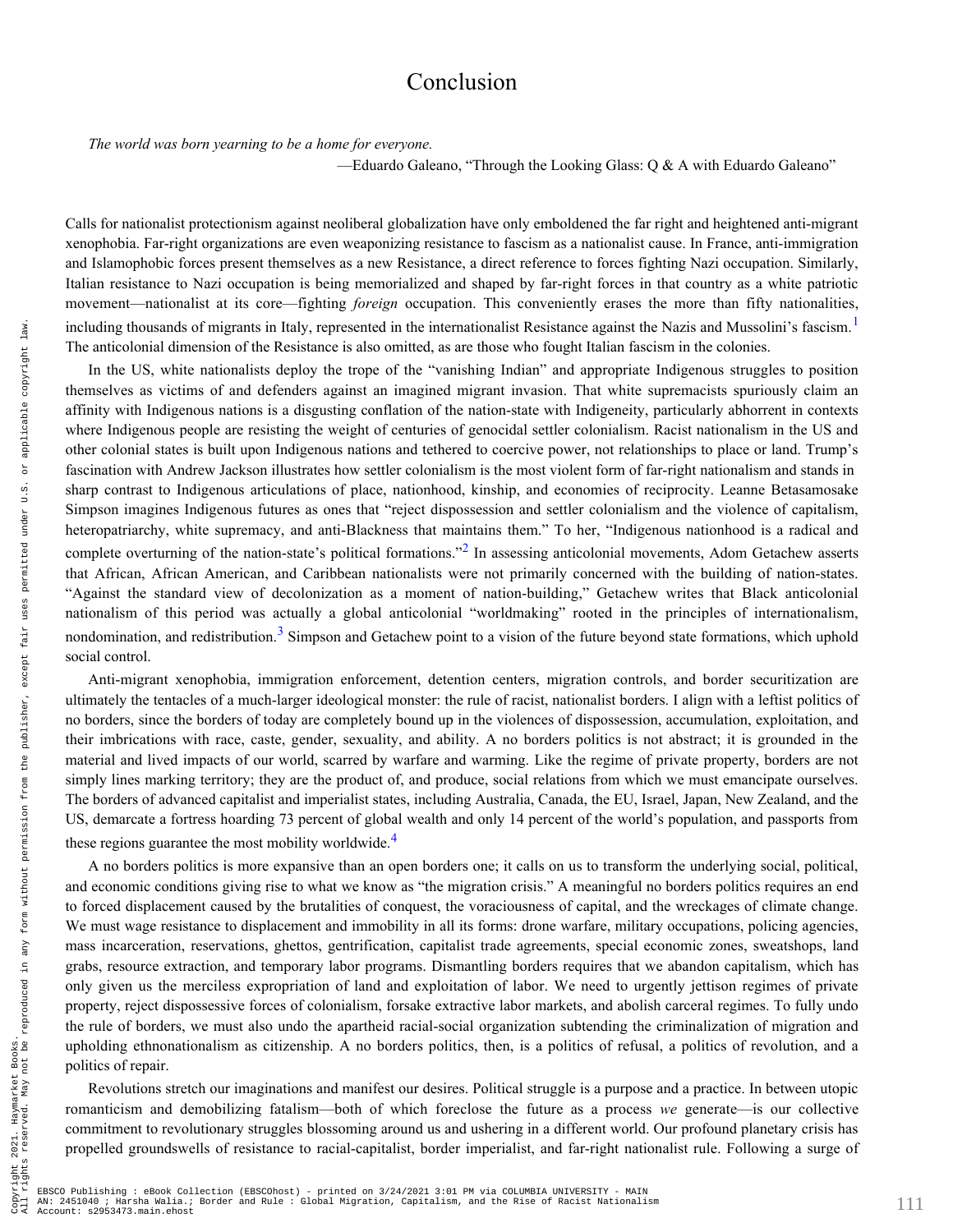# Conclusion

*The world was born yearning to be a home for everyone.*

—Eduardo Galeano, "Through the Looking Glass: Q & A with Eduardo Galeano"

Calls for nationalist protectionism against neoliberal globalization have only emboldened the far right and heightened anti-migrant xenophobia. Far-right organizations are even weaponizing resistance to fascism as a nationalist cause. In France, anti-immigration and Islamophobic forces present themselves as a new Resistance, a direct reference to forces fighting Nazi occupation. Similarly, Italian resistance to Nazi occupation is being memorialized and shaped by far-right forces in that country as a white patriotic movement—nationalist at its core—fighting *foreign* occupation. This conveniently erases the more than fifty nationalities, including thousands of migrants in Italy, represented in the internationalist Resistance against the Nazis and Mussolini's fascism.[1] The anticolonial dimension of the Resistance is also omitted, as are those who fought Italian fascism in the colonies.

In the US, white nationalists deploy the trope of the "vanishing Indian" and appropriate Indigenous struggles to position themselves as victims of and defenders against an imagined migrant invasion. That white supremacists spuriously claim an affinity with Indigenous nations is a disgusting conflation of the nation-state with Indigeneity, particularly abhorrent in contexts where Indigenous people are resisting the weight of centuries of genocidal settler colonialism. Racist nationalism in the US and other colonial states is built upon Indigenous nations and tethered to coercive power, not relationships to place or land. Trump's fascination with Andrew Jackson illustrates how settler colonialism is the most violent form of far-right nationalism and stands in sharp contrast to Indigenous articulations of place, nationhood, kinship, and economies of reciprocity. Leanne Betasamosake Simpson imagines Indigenous futures as ones that "reject dispossession and settler colonialism and the violence of capitalism, heteropatriarchy, white supremacy, and anti-Blackness that maintains them." To her, "Indigenous nationhood is a radical and complete overturning of the nation-state's political formations."[2] In assessing anticolonial movements, Adom Getachew asserts that African, African American, and Caribbean nationalists were not primarily concerned with the building of nation-states. "Against the standard view of decolonization as a moment of nation-building," Getachew writes that Black anticolonial nationalism of this period was actually a global anticolonial "worldmaking" rooted in the principles of internationalism, nondomination, and redistribution.[3] Simpson and Getachew point to a vision of the future beyond state formations, which uphold social control.

Anti-migrant xenophobia, immigration enforcement, detention centers, migration controls, and border securitization are ultimately the tentacles of a much-larger ideological monster: the rule of racist, nationalist borders. I align with a leftist politics of no borders, since the borders of today are completely bound up in the violences of dispossession, accumulation, exploitation, and their imbrications with race, caste, gender, sexuality, and ability. A no borders politics is not abstract; it is grounded in the material and lived impacts of our world, scarred by warfare and warming. Like the regime of private property, borders are not simply lines marking territory; they are the product of, and produce, social relations from which we must emancipate ourselves. The borders of advanced capitalist and imperialist states, including Australia, Canada, the EU, Israel, Japan, New Zealand, and the US, demarcate a fortress hoarding 73 percent of global wealth and only 14 percent of the world's population, and passports from these regions guarantee the most mobility worldwide.[4]

A no borders politics is more expansive than an open borders one; it calls on us to transform the underlying social, political, and economic conditions giving rise to what we know as "the migration crisis." A meaningful no borders politics requires an end to forced displacement caused by the brutalities of conquest, the voraciousness of capital, and the wreckages of climate change. We must wage resistance to displacement and immobility in all its forms: drone warfare, military occupations, policing agencies, mass incarceration, reservations, ghettos, gentrification, capitalist trade agreements, special economic zones, sweatshops, land grabs, resource extraction, and temporary labor programs. Dismantling borders requires that we abandon capitalism, which has only given us the merciless expropriation of land and exploitation of labor. We need to urgently jettison regimes of private property, reject dispossessive forces of colonialism, forsake extractive labor markets, and abolish carceral regimes. To fully undo the rule of borders, we must also undo the apartheid racial-social organization subtending the criminalization of migration and upholding ethnonationalism as citizenship. A no borders politics, then, is a politics of refusal, a politics of revolution, and a politics of repair.

Revolutions stretch our imaginations and manifest our desires. Political struggle is a purpose and a practice. In between utopic romanticism and demobilizing fatalism—both of which foreclose the future as a process *we* generate—is our collective commitment to revolutionary struggles blossoming around us and ushering in a different world. Our profound planetary crisis has propelled groundswells of resistance to racial-capitalist, border imperialist, and far-right nationalist rule. Following a surge of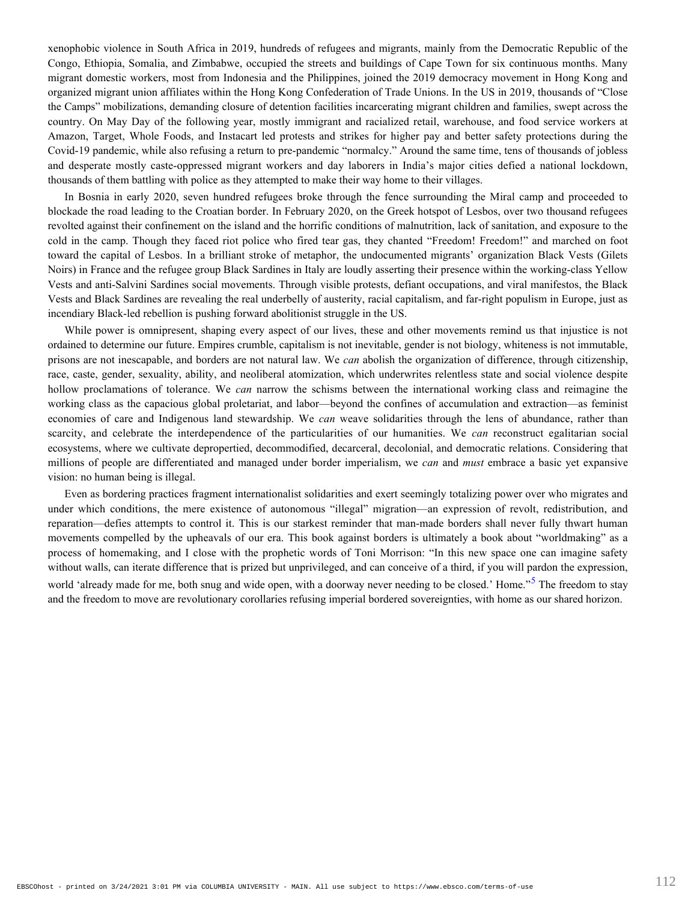xenophobic violence in South Africa in 2019, hundreds of refugees and migrants, mainly from the Democratic Republic of the Congo, Ethiopia, Somalia, and Zimbabwe, occupied the streets and buildings of Cape Town for six continuous months. Many migrant domestic workers, most from Indonesia and the Philippines, joined the 2019 democracy movement in Hong Kong and organized migrant union affiliates within the Hong Kong Confederation of Trade Unions. In the US in 2019, thousands of "Close the Camps" mobilizations, demanding closure of detention facilities incarcerating migrant children and families, swept across the country. On May Day of the following year, mostly immigrant and racialized retail, warehouse, and food service workers at Amazon, Target, Whole Foods, and Instacart led protests and strikes for higher pay and better safety protections during the Covid-19 pandemic, while also refusing a return to pre-pandemic "normalcy." Around the same time, tens of thousands of jobless and desperate mostly caste-oppressed migrant workers and day laborers in India's major cities defied a national lockdown, thousands of them battling with police as they attempted to make their way home to their villages.

In Bosnia in early 2020, seven hundred refugees broke through the fence surrounding the Miral camp and proceeded to blockade the road leading to the Croatian border. In February 2020, on the Greek hotspot of Lesbos, over two thousand refugees revolted against their confinement on the island and the horrific conditions of malnutrition, lack of sanitation, and exposure to the cold in the camp. Though they faced riot police who fired tear gas, they chanted "Freedom! Freedom!" and marched on foot toward the capital of Lesbos. In a brilliant stroke of metaphor, the undocumented migrants' organization Black Vests (Gilets Noirs) in France and the refugee group Black Sardines in Italy are loudly asserting their presence within the working-class Yellow Vests and anti-Salvini Sardines social movements. Through visible protests, defiant occupations, and viral manifestos, the Black Vests and Black Sardines are revealing the real underbelly of austerity, racial capitalism, and far-right populism in Europe, just as incendiary Black-led rebellion is pushing forward abolitionist struggle in the US.

While power is omnipresent, shaping every aspect of our lives, these and other movements remind us that injustice is not ordained to determine our future. Empires crumble, capitalism is not inevitable, gender is not biology, whiteness is not immutable, prisons are not inescapable, and borders are not natural law. We *can* abolish the organization of difference, through citizenship, race, caste, gender, sexuality, ability, and neoliberal atomization, which underwrites relentless state and social violence despite hollow proclamations of tolerance. We *can* narrow the schisms between the international working class and reimagine the working class as the capacious global proletariat, and labor—beyond the confines of accumulation and extraction—as feminist economies of care and Indigenous land stewardship. We *can* weave solidarities through the lens of abundance, rather than scarcity, and celebrate the interdependence of the particularities of our humanities. We *can* reconstruct egalitarian social ecosystems, where we cultivate depropertied, decommodified, decarceral, decolonial, and democratic relations. Considering that millions of people are differentiated and managed under border imperialism, we *can* and *must* embrace a basic yet expansive vision: no human being is illegal.

Even as bordering practices fragment internationalist solidarities and exert seemingly totalizing power over who migrates and under which conditions, the mere existence of autonomous "illegal" migration—an expression of revolt, redistribution, and reparation—defies attempts to control it. This is our starkest reminder that man-made borders shall never fully thwart human movements compelled by the upheavals of our era. This book against borders is ultimately a book about "worldmaking" as a process of homemaking, and I close with the prophetic words of Toni Morrison: "In this new space one can imagine safety without walls, can iterate difference that is prized but unprivileged, and can conceive of a third, if you will pardon the expression, world 'already made for me, both snug and wide open, with a doorway never needing to be closed.' Home."[5] The freedom to stay and the freedom to move are revolutionary corollaries refusing imperial bordered sovereignties, with home as our shared horizon.